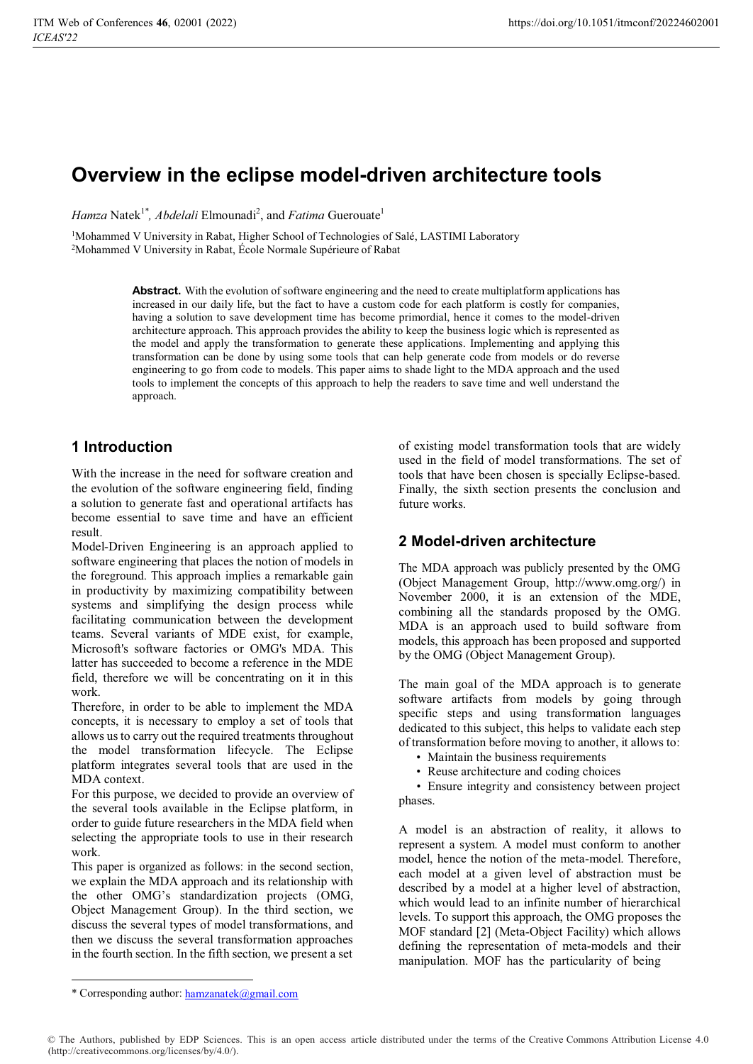# Overview in the eclipse model-driven architecture tools

*Hamza* Natek[1*], *Abdelali* Elmounadi[2], and *Fatima* Guerouate[1]

[1]Mohammed V University in Rabat, Higher School of Technologies of Salé, LASTIMI Laboratory
[2]Mohammed V University in Rabat, École Normale Supérieure of Rabat

**Abstract.** With the evolution of software engineering and the need to create multiplatform applications has increased in our daily life, but the fact to have a custom code for each platform is costly for companies, having a solution to save development time has become primordial, hence it comes to the model-driven architecture approach. This approach provides the ability to keep the business logic which is represented as the model and apply the transformation to generate these applications. Implementing and applying this transformation can be done by using some tools that can help generate code from models or do reverse engineering to go from code to models. This paper aims to shade light to the MDA approach and the used tools to implement the concepts of this approach to help the readers to save time and well understand the approach.

## 1 Introduction

With the increase in the need for software creation and the evolution of the software engineering field, finding a solution to generate fast and operational artifacts has become essential to save time and have an efficient result.

Model-Driven Engineering is an approach applied to software engineering that places the notion of models in the foreground. This approach implies a remarkable gain in productivity by maximizing compatibility between systems and simplifying the design process while facilitating communication between the development teams. Several variants of MDE exist, for example, Microsoft's software factories or OMG's MDA. This latter has succeeded to become a reference in the MDE field, therefore we will be concentrating on it in this work.

Therefore, in order to be able to implement the MDA concepts, it is necessary to employ a set of tools that allows us to carry out the required treatments throughout the model transformation lifecycle. The Eclipse platform integrates several tools that are used in the MDA context.

For this purpose, we decided to provide an overview of the several tools available in the Eclipse platform, in order to guide future researchers in the MDA field when selecting the appropriate tools to use in their research work.

This paper is organized as follows: in the second section, we explain the MDA approach and its relationship with the other OMG's standardization projects (OMG, Object Management Group). In the third section, we discuss the several types of model transformations, and then we discuss the several transformation approaches in the fourth section. In the fifth section, we present a set of existing model transformation tools that are widely used in the field of model transformations. The set of tools that have been chosen is specially Eclipse-based. Finally, the sixth section presents the conclusion and future works.

## 2 Model-driven architecture

The MDA approach was publicly presented by the OMG (Object Management Group, http://www.omg.org/) in November 2000, it is an extension of the MDE, combining all the standards proposed by the OMG. MDA is an approach used to build software from models, this approach has been proposed and supported by the OMG (Object Management Group).

The main goal of the MDA approach is to generate software artifacts from models by going through specific steps and using transformation languages dedicated to this subject, this helps to validate each step of transformation before moving to another, it allows to:

- Maintain the business requirements
- Reuse architecture and coding choices
- Ensure integrity and consistency between project phases.

A model is an abstraction of reality, it allows to represent a system. A model must conform to another model, hence the notion of the meta-model. Therefore, each model at a given level of abstraction must be described by a model at a higher level of abstraction, which would lead to an infinite number of hierarchical levels. To support this approach, the OMG proposes the MOF standard [2] (Meta-Object Facility) which allows defining the representation of meta-models and their manipulation. MOF has the particularity of being

* Corresponding author: hamzanatek@gmail.com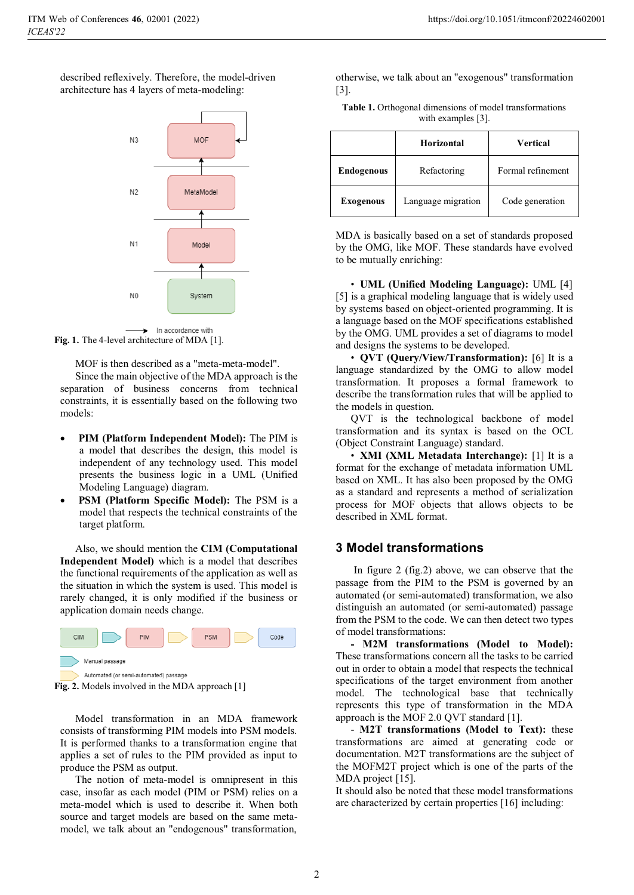described reflexively. Therefore, the model-driven architecture has 4 layers of meta-modeling:

Fig. 1. The 4-level architecture of MDA [1].

MOF is then described as a "meta-meta-model".

Since the main objective of the MDA approach is the separation of business concerns from technical constraints, it is essentially based on the following two models:

- **PIM (Platform Independent Model):** The PIM is a model that describes the design, this model is independent of any technology used. This model presents the business logic in a UML (Unified Modeling Language) diagram.
- **PSM (Platform Specific Model):** The PSM is a model that respects the technical constraints of the target platform.

Also, we should mention the **CIM (Computational Independent Model)** which is a model that describes the functional requirements of the application as well as the situation in which the system is used. This model is rarely changed, it is only modified if the business or application domain needs change.

Fig. 2. Models involved in the MDA approach [1]

Model transformation in an MDA framework consists of transforming PIM models into PSM models. It is performed thanks to a transformation engine that applies a set of rules to the PIM provided as input to produce the PSM as output.

The notion of meta-model is omnipresent in this case, insofar as each model (PIM or PSM) relies on a meta-model which is used to describe it. When both source and target models are based on the same meta-model, we talk about an "endogenous" transformation, otherwise, we talk about an "exogenous" transformation [3].

**Table 1.** Orthogonal dimensions of model transformations with examples [3].

| | **Horizontal** | **Vertical** |
| --- | --- | --- |
| **Endogenous** | Refactoring | Formal refinement |
| **Exogenous** | Language migration | Code generation |

MDA is basically based on a set of standards proposed by the OMG, like MOF. These standards have evolved to be mutually enriching:

- **UML (Unified Modeling Language):** UML [4] [5] is a graphical modeling language that is widely used by systems based on object-oriented programming. It is a language based on the MOF specifications established by the OMG. UML provides a set of diagrams to model and designs the systems to be developed.
- **QVT (Query/View/Transformation):** [6] It is a language standardized by the OMG to allow model transformation. It proposes a formal framework to describe the transformation rules that will be applied to the models in question.

QVT is the technological backbone of model transformation and its syntax is based on the OCL (Object Constraint Language) standard.

- **XMI (XML Metadata Interchange):** [1] It is a format for the exchange of metadata information UML based on XML. It has also been proposed by the OMG as a standard and represents a method of serialization process for MOF objects that allows objects to be described in XML format.

## 3 Model transformations

In figure 2 (fig.2) above, we can observe that the passage from the PIM to the PSM is governed by an automated (or semi-automated) transformation, we also distinguish an automated (or semi-automated) passage from the PSM to the code. We can then detect two types of model transformations:

- **M2M transformations (Model to Model):** These transformations concern all the tasks to be carried out in order to obtain a model that respects the technical specifications of the target environment from another model. The technological base that technically represents this type of transformation in the MDA approach is the MOF 2.0 QVT standard [1].
- **M2T transformations (Model to Text):** these transformations are aimed at generating code or documentation. M2T transformations are the subject of the MOFM2T project which is one of the parts of the MDA project [15].

It should also be noted that these model transformations are characterized by certain properties [16] including: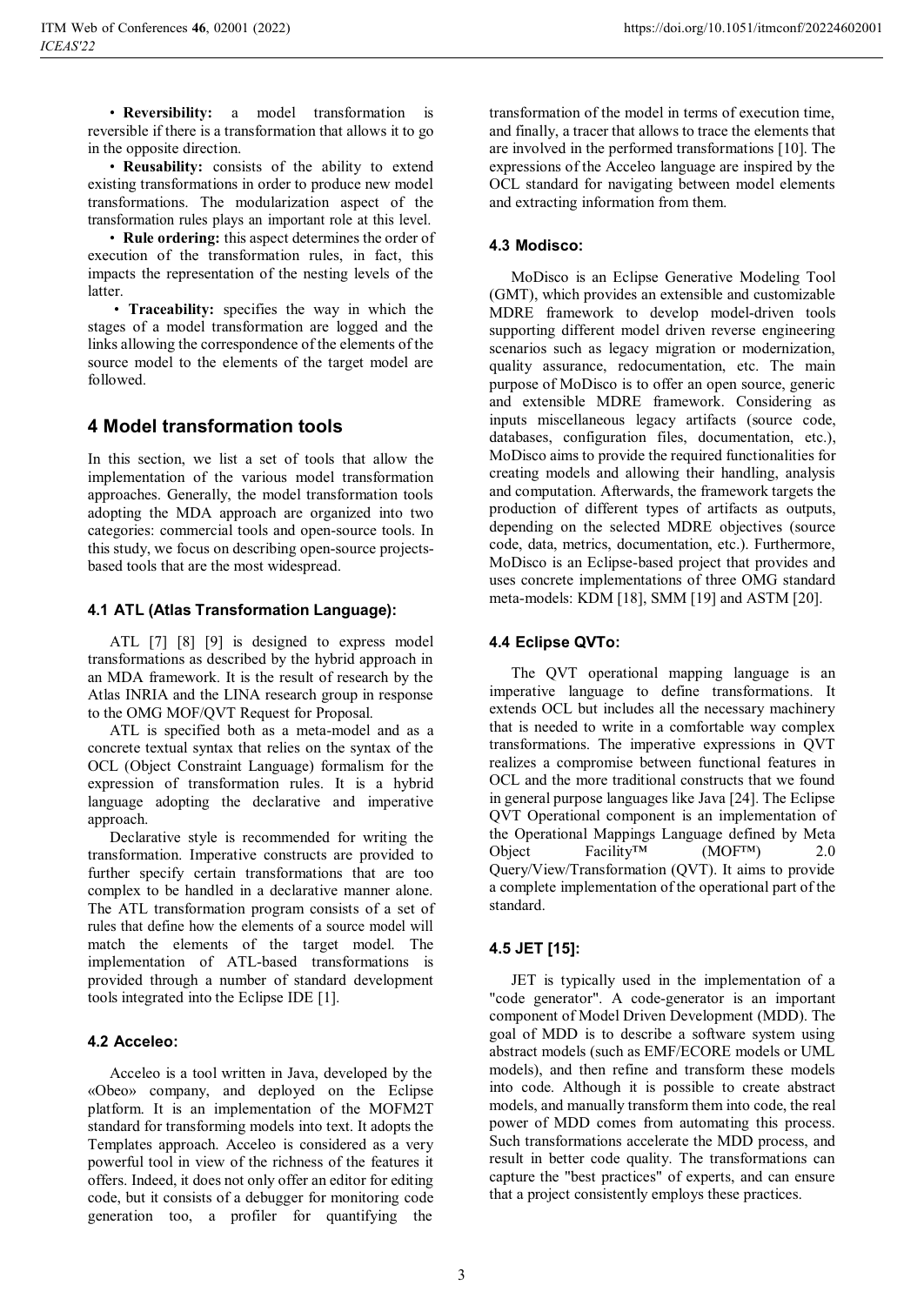- **Reversibility:** a model transformation is reversible if there is a transformation that allows it to go in the opposite direction.
- **Reusability:** consists of the ability to extend existing transformations in order to produce new model transformations. The modularization aspect of the transformation rules plays an important role at this level.
- **Rule ordering:** this aspect determines the order of execution of the transformation rules, in fact, this impacts the representation of the nesting levels of the latter.
- **Traceability:** specifies the way in which the stages of a model transformation are logged and the links allowing the correspondence of the elements of the source model to the elements of the target model are followed.

## 4 Model transformation tools

In this section, we list a set of tools that allow the implementation of the various model transformation approaches. Generally, the model transformation tools adopting the MDA approach are organized into two categories: commercial tools and open-source tools. In this study, we focus on describing open-source projects-based tools that are the most widespread.

### 4.1 ATL (Atlas Transformation Language):

ATL [7] [8] [9] is designed to express model transformations as described by the hybrid approach in an MDA framework. It is the result of research by the Atlas INRIA and the LINA research group in response to the OMG MOF/QVT Request for Proposal.

ATL is specified both as a meta-model and as a concrete textual syntax that relies on the syntax of the OCL (Object Constraint Language) formalism for the expression of transformation rules. It is a hybrid language adopting the declarative and imperative approach.

Declarative style is recommended for writing the transformation. Imperative constructs are provided to further specify certain transformations that are too complex to be handled in a declarative manner alone. The ATL transformation program consists of a set of rules that define how the elements of a source model will match the elements of the target model. The implementation of ATL-based transformations is provided through a number of standard development tools integrated into the Eclipse IDE [1].

### 4.2 Acceleo:

Acceleo is a tool written in Java, developed by the «Obeo» company, and deployed on the Eclipse platform. It is an implementation of the MOFM2T standard for transforming models into text. It adopts the Templates approach. Acceleo is considered as a very powerful tool in view of the richness of the features it offers. Indeed, it does not only offer an editor for editing code, but it consists of a debugger for monitoring code generation too, a profiler for quantifying the transformation of the model in terms of execution time, and finally, a tracer that allows to trace the elements that are involved in the performed transformations [10]. The expressions of the Acceleo language are inspired by the OCL standard for navigating between model elements and extracting information from them.

### 4.3 Modisco:

MoDisco is an Eclipse Generative Modeling Tool (GMT), which provides an extensible and customizable MDRE framework to develop model-driven tools supporting different model driven reverse engineering scenarios such as legacy migration or modernization, quality assurance, redocumentation, etc. The main purpose of MoDisco is to offer an open source, generic and extensible MDRE framework. Considering as inputs miscellaneous legacy artifacts (source code, databases, configuration files, documentation, etc.), MoDisco aims to provide the required functionalities for creating models and allowing their handling, analysis and computation. Afterwards, the framework targets the production of different types of artifacts as outputs, depending on the selected MDRE objectives (source code, data, metrics, documentation, etc.). Furthermore, MoDisco is an Eclipse-based project that provides and uses concrete implementations of three OMG standard meta-models: KDM [18], SMM [19] and ASTM [20].

### 4.4 Eclipse QVTo:

The QVT operational mapping language is an imperative language to define transformations. It extends OCL but includes all the necessary machinery that is needed to write in a comfortable way complex transformations. The imperative expressions in QVT realizes a compromise between functional features in OCL and the more traditional constructs that we found in general purpose languages like Java [24]. The Eclipse QVT Operational component is an implementation of the Operational Mappings Language defined by Meta Object Facility™ (MOF™) 2.0 Query/View/Transformation (QVT). It aims to provide a complete implementation of the operational part of the standard.

### 4.5 JET [15]:

JET is typically used in the implementation of a "code generator". A code-generator is an important component of Model Driven Development (MDD). The goal of MDD is to describe a software system using abstract models (such as EMF/ECORE models or UML models), and then refine and transform these models into code. Although it is possible to create abstract models, and manually transform them into code, the real power of MDD comes from automating this process. Such transformations accelerate the MDD process, and result in better code quality. The transformations can capture the "best practices" of experts, and can ensure that a project consistently employs these practices.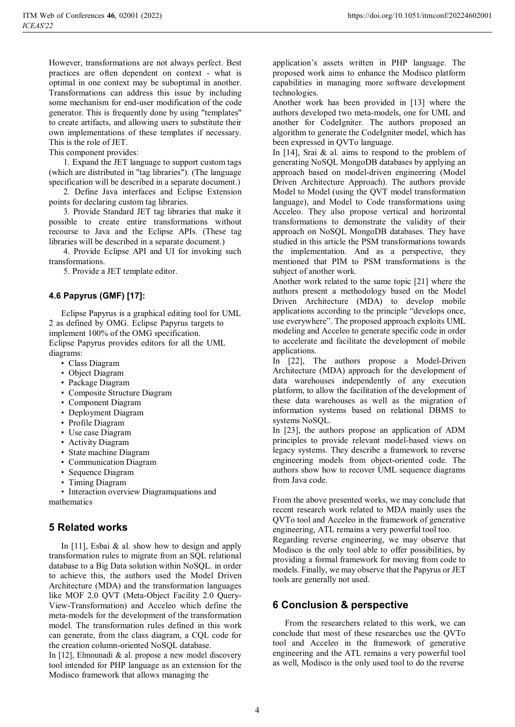However, transformations are not always perfect. Best practices are often dependent on context - what is optimal in one context may be suboptimal in another. Transformations can address this issue by including some mechanism for end-user modification of the code generator. This is frequently done by using "templates" to create artifacts, and allowing users to substitute their own implementations of these templates if necessary. This is the role of JET.

This component provides:

1. Expand the JET language to support custom tags (which are distributed in "tag libraries"). (The language specification will be described in a separate document.)
2. Define Java interfaces and Eclipse Extension points for declaring custom tag libraries.
3. Provide Standard JET tag libraries that make it possible to create entire transformations without recourse to Java and the Eclipse APIs. (These tag libraries will be described in a separate document.)
4. Provide Eclipse API and UI for invoking such transformations.
5. Provide a JET template editor.

### 4.6 Papyrus (GMF) [17]:

Eclipse Papyrus is a graphical editing tool for UML 2 as defined by OMG. Eclipse Papyrus targets to implement 100% of the OMG specification.

Eclipse Papyrus provides editors for all the UML diagrams:

- Class Diagram
- Object Diagram
- Package Diagram
- Composite Structure Diagram
- Component Diagram
- Deployment Diagram
- Profile Diagram
- Use case Diagram
- Activity Diagram
- State machine Diagram
- Communication Diagram
- Sequence Diagram
- Timing Diagram
- Interaction overview Diagramquations and mathematics

## 5 Related works

In [11], Esbai & al. show how to design and apply transformation rules to migrate from an SQL relational database to a Big Data solution within NoSQL. in order to achieve this, the authors used the Model Driven Architecture (MDA) and the transformation languages like MOF 2.0 QVT (Meta-Object Facility 2.0 Query-View-Transformation) and Acceleo which define the meta-models for the development of the transformation model. The transformation rules defined in this work can generate, from the class diagram, a CQL code for the creation column-oriented NoSQL database.

In [12], Elmounadi & al. propose a new model discovery tool intended for PHP language as an extension for the Modisco framework that allows managing the application's assets written in PHP language. The proposed work aims to enhance the Modisco platform capabilities in managing more software development technologies.

Another work has been provided in [13] where the authors developed two meta-models, one for UML and another for CodeIgniter. The authors proposed an algorithm to generate the CodeIgniter model, which has been expressed in QVTo language.

In [14], Srai & al. aims to respond to the problem of generating NoSQL MongoDB databases by applying an approach based on model-driven engineering (Model Driven Architecture Approach). The authors provide Model to Model (using the QVT model transformation language), and Model to Code transformations using Acceleo. They also propose vertical and horizontal transformations to demonstrate the validity of their approach on NoSQL MongoDB databases. They have studied in this article the PSM transformations towards the implementation. And as a perspective, they mentioned that PIM to PSM transformations is the subject of another work.

Another work related to the same topic [21] where the authors present a methodology based on the Model Driven Architecture (MDA) to develop mobile applications according to the principle "develops once, use everywhere". The proposed approach exploits UML modeling and Acceleo to generate specific code in order to accelerate and facilitate the development of mobile applications.

In [22], The authors propose a Model-Driven Architecture (MDA) approach for the development of data warehouses independently of any execution platform, to allow the facilitation of the development of these data warehouses as well as the migration of information systems based on relational DBMS to systems NoSQL.

In [23], the authors propose an application of ADM principles to provide relevant model-based views on legacy systems. They describe a framework to reverse engineering models from object-oriented code. The authors show how to recover UML sequence diagrams from Java code.

From the above presented works, we may conclude that recent research work related to MDA mainly uses the QVTo tool and Acceleo in the framework of generative engineering, ATL remains a very powerful tool too.

Regarding reverse engineering, we may observe that Modisco is the only tool able to offer possibilities, by providing a formal framework for moving from code to models. Finally, we may observe that the Papyrus or JET tools are generally not used.

## 6 Conclusion & perspective

From the researchers related to this work, we can conclude that most of these researches use the QVTo tool and Acceleo in the framework of generative engineering and the ATL remains a very powerful tool as well, Modisco is the only used tool to do the reverse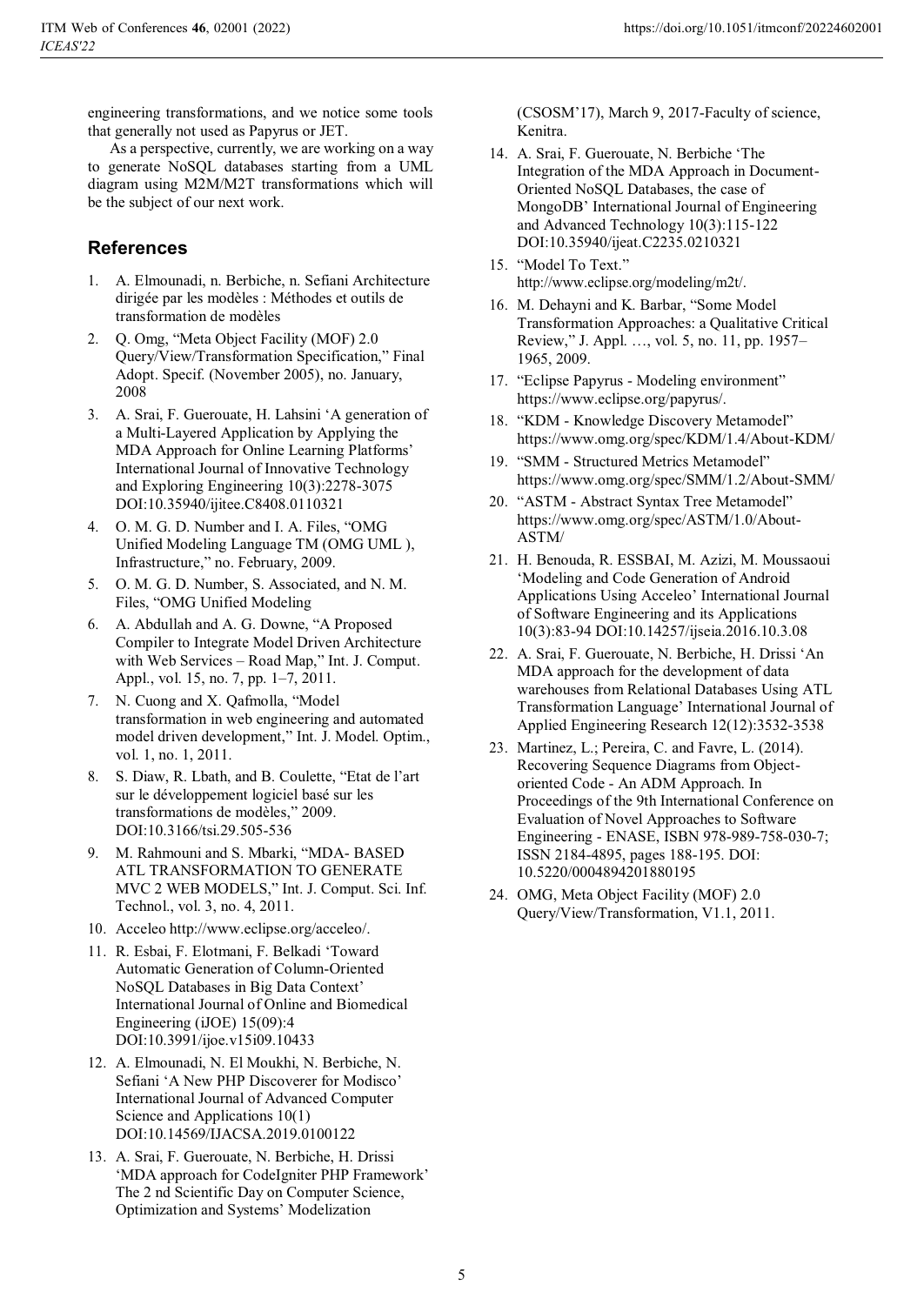engineering transformations, and we notice some tools that generally not used as Papyrus or JET.

As a perspective, currently, we are working on a way to generate NoSQL databases starting from a UML diagram using M2M/M2T transformations which will be the subject of our next work.

## References

1. A. Elmounadi, n. Berbiche, n. Sefiani Architecture dirigée par les modèles : Méthodes et outils de transformation de modèles
2. Q. Omg, "Meta Object Facility (MOF) 2.0 Query/View/Transformation Specification," Final Adopt. Specif. (November 2005), no. January, 2008
3. A. Srai, F. Guerouate, H. Lahsini 'A generation of a Multi-Layered Application by Applying the MDA Approach for Online Learning Platforms' International Journal of Innovative Technology and Exploring Engineering 10(3):2278-3075 DOI:10.35940/ijitee.C8408.0110321
4. O. M. G. D. Number and I. A. Files, "OMG Unified Modeling Language TM (OMG UML ), Infrastructure," no. February, 2009.
5. O. M. G. D. Number, S. Associated, and N. M. Files, "OMG Unified Modeling
6. A. Abdullah and A. G. Downe, "A Proposed Compiler to Integrate Model Driven Architecture with Web Services – Road Map," Int. J. Comput. Appl., vol. 15, no. 7, pp. 1–7, 2011.
7. N. Cuong and X. Qafmolla, "Model transformation in web engineering and automated model driven development," Int. J. Model. Optim., vol. 1, no. 1, 2011.
8. S. Diaw, R. Lbath, and B. Coulette, "Etat de l'art sur le développement logiciel basé sur les transformations de modèles," 2009. DOI:10.3166/tsi.29.505-536
9. M. Rahmouni and S. Mbarki, "MDA- BASED ATL TRANSFORMATION TO GENERATE MVC 2 WEB MODELS," Int. J. Comput. Sci. Inf. Technol., vol. 3, no. 4, 2011.
10. Acceleo http://www.eclipse.org/acceleo/.
11. R. Esbai, F. Elotmani, F. Belkadi 'Toward Automatic Generation of Column-Oriented NoSQL Databases in Big Data Context' International Journal of Online and Biomedical Engineering (iJOE) 15(09):4 DOI:10.3991/ijoe.v15i09.10433
12. A. Elmounadi, N. El Moukhi, N. Berbiche, N. Sefiani 'A New PHP Discoverer for Modisco' International Journal of Advanced Computer Science and Applications 10(1) DOI:10.14569/IJACSA.2019.0100122
13. A. Srai, F. Guerouate, N. Berbiche, H. Drissi 'MDA approach for CodeIgniter PHP Framework' The 2 nd Scientific Day on Computer Science, Optimization and Systems' Modelization (CSOSM'17), March 9, 2017-Faculty of science, Kenitra.
14. A. Srai, F. Guerouate, N. Berbiche 'The Integration of the MDA Approach in Document-Oriented NoSQL Databases, the case of MongoDB' International Journal of Engineering and Advanced Technology 10(3):115-122 DOI:10.35940/ijeat.C2235.0210321
15. "Model To Text." http://www.eclipse.org/modeling/m2t/.
16. M. Dehayni and K. Barbar, "Some Model Transformation Approaches: a Qualitative Critical Review," J. Appl. …, vol. 5, no. 11, pp. 1957–1965, 2009.
17. "Eclipse Papyrus - Modeling environment" https://www.eclipse.org/papyrus/.
18. "KDM - Knowledge Discovery Metamodel" https://www.omg.org/spec/KDM/1.4/About-KDM/
19. "SMM - Structured Metrics Metamodel" https://www.omg.org/spec/SMM/1.2/About-SMM/
20. "ASTM - Abstract Syntax Tree Metamodel" https://www.omg.org/spec/ASTM/1.0/About-ASTM/
21. H. Benouda, R. ESSBAI, M. Azizi, M. Moussaoui 'Modeling and Code Generation of Android Applications Using Acceleo' International Journal of Software Engineering and its Applications 10(3):83-94 DOI:10.14257/ijseia.2016.10.3.08
22. A. Srai, F. Guerouate, N. Berbiche, H. Drissi 'An MDA approach for the development of data warehouses from Relational Databases Using ATL Transformation Language' International Journal of Applied Engineering Research 12(12):3532-3538
23. Martinez, L.; Pereira, C. and Favre, L. (2014). Recovering Sequence Diagrams from Object-oriented Code - An ADM Approach. In Proceedings of the 9th International Conference on Evaluation of Novel Approaches to Software Engineering - ENASE, ISBN 978-989-758-030-7; ISSN 2184-4895, pages 188-195. DOI: 10.5220/0004894201880195
24. OMG, Meta Object Facility (MOF) 2.0 Query/View/Transformation, V1.1, 2011.